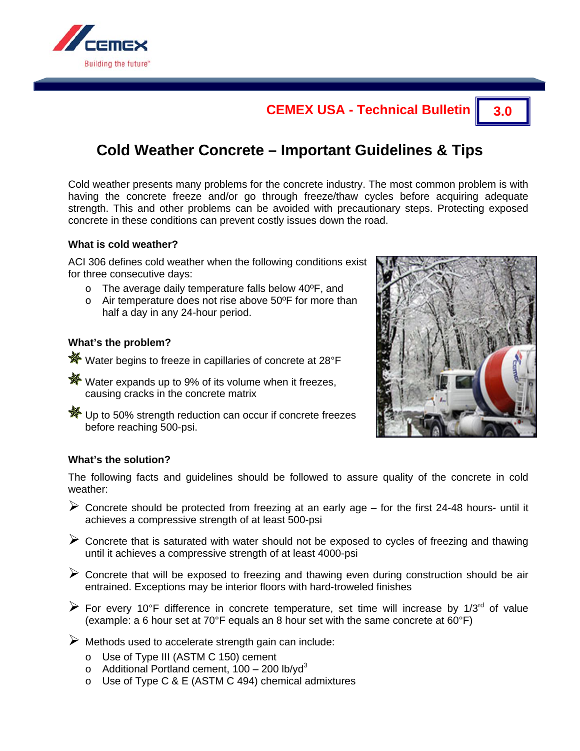CEMEX USA - Technical Bulletin **3.0**

# Cold Weather Concrete – Important Guidelines & Tips

Cold weather presents many problems for the concrete industry. The most common problem is with having the concrete freeze and/or go through freeze/thaw cycles before acquiring adequate strength. This and other problems can be avoided with precautionary steps. Protecting exposed concrete in these conditions can prevent costly issues down the road.

### What is cold weather?

ACI 306 defines cold weather when the following conditions exist for three consecutive days:

- The average daily temperature falls below 40ºF, and
- Air temperature does not rise above 50ºF for more than half a day in any 24-hour period.

### What's the problem?

- Water begins to freeze in capillaries of concrete at 28°F
- Water expands up to 9% of its volume when it freezes, causing cracks in the concrete matrix
- Up to 50% strength reduction can occur if concrete freezes before reaching 500-psi.

### What's the solution?

The following facts and guidelines should be followed to assure quality of the concrete in cold weather:

- Concrete should be protected from freezing at an early age – for the first 24-48 hours- until it achieves a compressive strength of at least 500-psi
- Concrete that is saturated with water should not be exposed to cycles of freezing and thawing until it achieves a compressive strength of at least 4000-psi
- Concrete that will be exposed to freezing and thawing even during construction should be air entrained. Exceptions may be interior floors with hard-troweled finishes
- For every 10°F difference in concrete temperature, set time will increase by 1/3rd of value (example: a 6 hour set at 70°F equals an 8 hour set with the same concrete at 60°F)
- Methods used to accelerate strength gain can include:
  - Use of Type III (ASTM C 150) cement
  - Additional Portland cement, 100 – 200 lb/yd$^3$
  - Use of Type C & E (ASTM C 494) chemical admixtures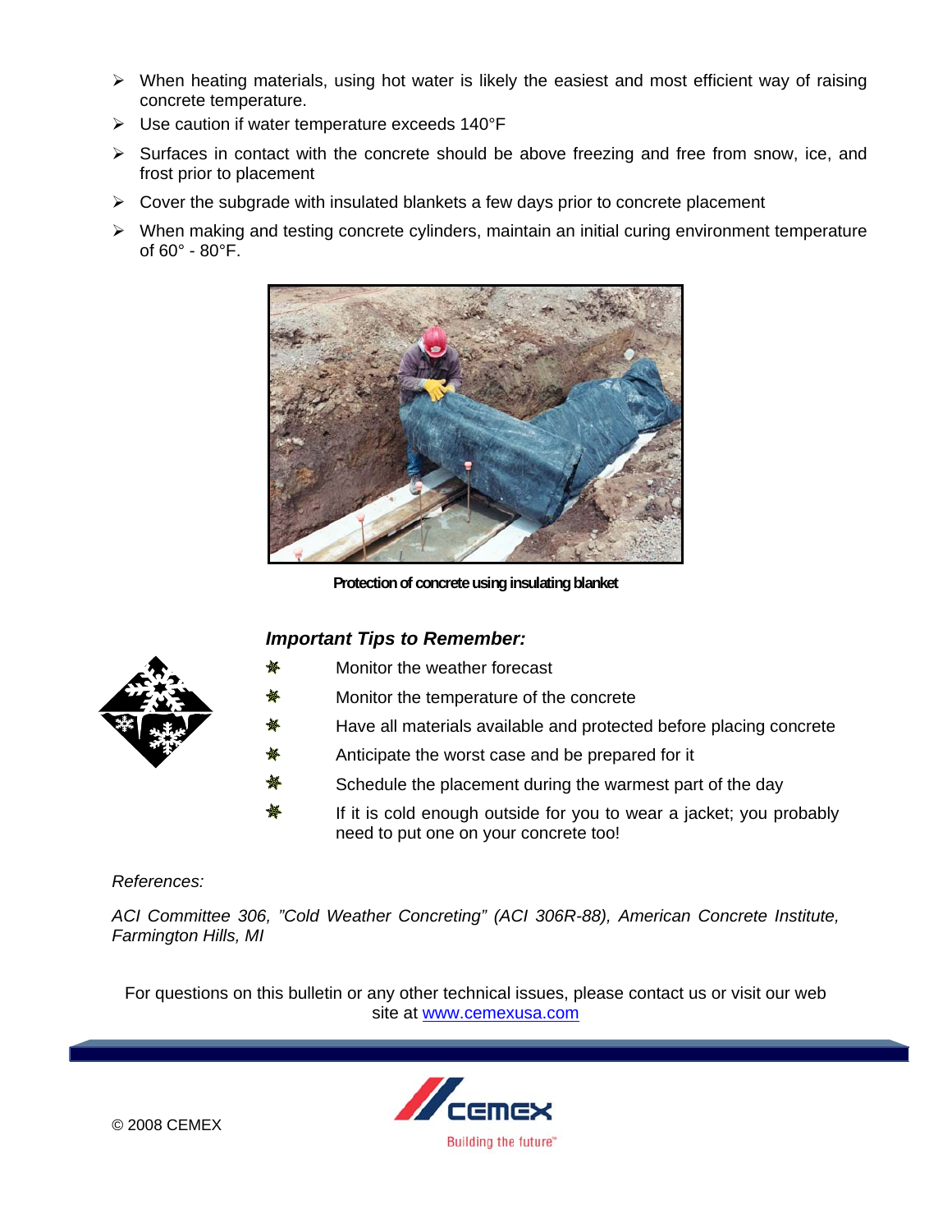- When heating materials, using hot water is likely the easiest and most efficient way of raising concrete temperature.
- Use caution if water temperature exceeds 140°F
- Surfaces in contact with the concrete should be above freezing and free from snow, ice, and frost prior to placement
- Cover the subgrade with insulated blankets a few days prior to concrete placement
- When making and testing concrete cylinders, maintain an initial curing environment temperature of 60° - 80°F.

**Protection of concrete using insulating blanket**

### *Important Tips to Remember:*

- Monitor the weather forecast
- Monitor the temperature of the concrete
- Have all materials available and protected before placing concrete
- Anticipate the worst case and be prepared for it
- Schedule the placement during the warmest part of the day
- If it is cold enough outside for you to wear a jacket; you probably need to put one on your concrete too!

*References:*

*ACI Committee 306, "Cold Weather Concreting" (ACI 306R-88), American Concrete Institute, Farmington Hills, MI*

For questions on this bulletin or any other technical issues, please contact us or visit our web site at www.cemexusa.com

© 2008 CEMEX

CEMEX Building the future™